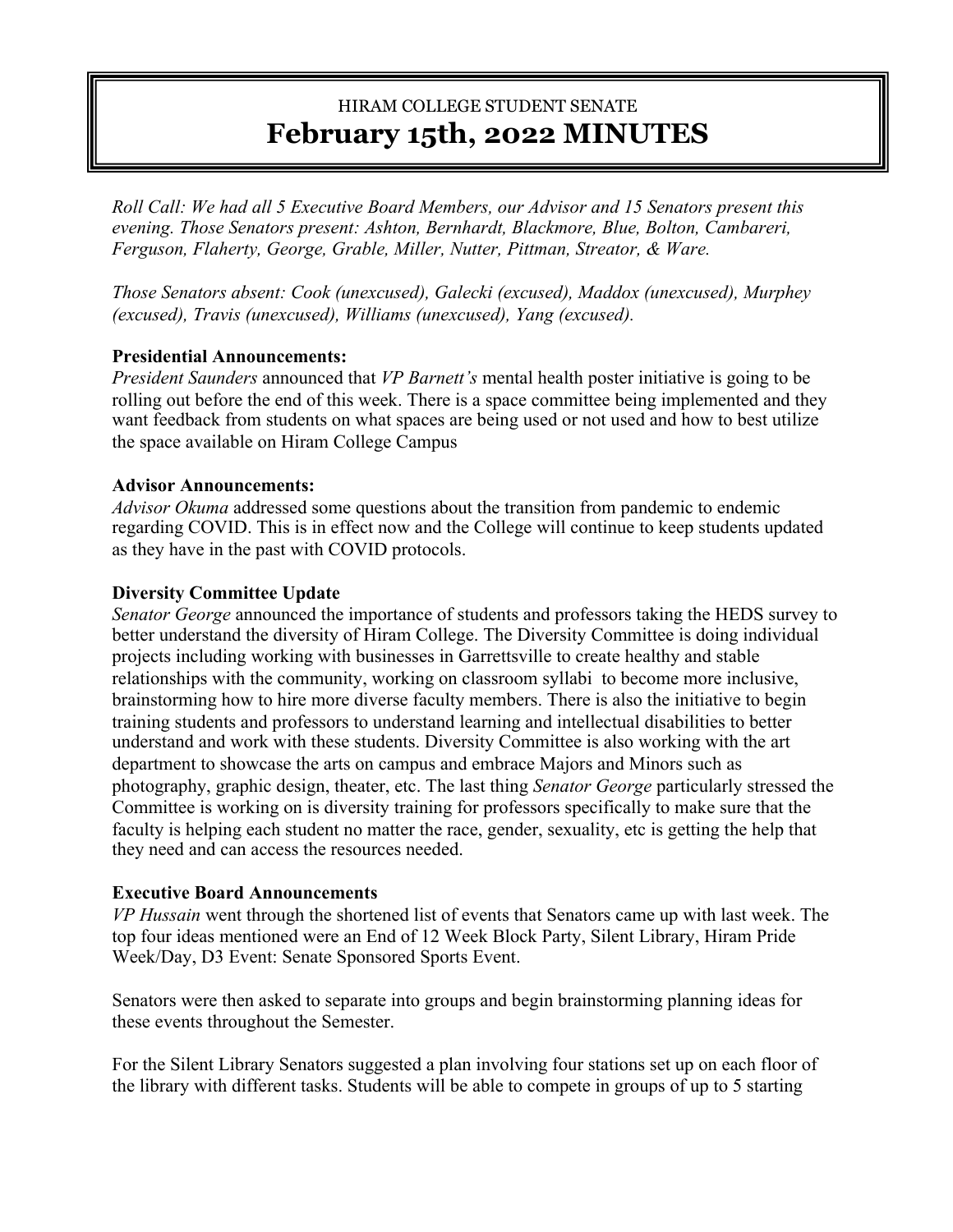# HIRAM COLLEGE STUDENT SENATE
# February 15th, 2022 MINUTES

*Roll Call: We had all 5 Executive Board Members, our Advisor and 15 Senators present this evening. Those Senators present: Ashton, Bernhardt, Blackmore, Blue, Bolton, Cambareri, Ferguson, Flaherty, George, Grable, Miller, Nutter, Pittman, Streator, & Ware.*

*Those Senators absent: Cook (unexcused), Galecki (excused), Maddox (unexcused), Murphey (excused), Travis (unexcused), Williams (unexcused), Yang (excused).*

**Presidential Announcements:**
*President Saunders* announced that *VP Barnett's* mental health poster initiative is going to be rolling out before the end of this week. There is a space committee being implemented and they want feedback from students on what spaces are being used or not used and how to best utilize the space available on Hiram College Campus

**Advisor Announcements:**
*Advisor Okuma* addressed some questions about the transition from pandemic to endemic regarding COVID. This is in effect now and the College will continue to keep students updated as they have in the past with COVID protocols.

**Diversity Committee Update**
*Senator George* announced the importance of students and professors taking the HEDS survey to better understand the diversity of Hiram College. The Diversity Committee is doing individual projects including working with businesses in Garrettsville to create healthy and stable relationships with the community, working on classroom syllabi to become more inclusive, brainstorming how to hire more diverse faculty members. There is also the initiative to begin training students and professors to understand learning and intellectual disabilities to better understand and work with these students. Diversity Committee is also working with the art department to showcase the arts on campus and embrace Majors and Minors such as photography, graphic design, theater, etc. The last thing *Senator George* particularly stressed the Committee is working on is diversity training for professors specifically to make sure that the faculty is helping each student no matter the race, gender, sexuality, etc is getting the help that they need and can access the resources needed.

**Executive Board Announcements**
*VP Hussain* went through the shortened list of events that Senators came up with last week. The top four ideas mentioned were an End of 12 Week Block Party, Silent Library, Hiram Pride Week/Day, D3 Event: Senate Sponsored Sports Event.

Senators were then asked to separate into groups and begin brainstorming planning ideas for these events throughout the Semester.

For the Silent Library Senators suggested a plan involving four stations set up on each floor of the library with different tasks. Students will be able to compete in groups of up to 5 starting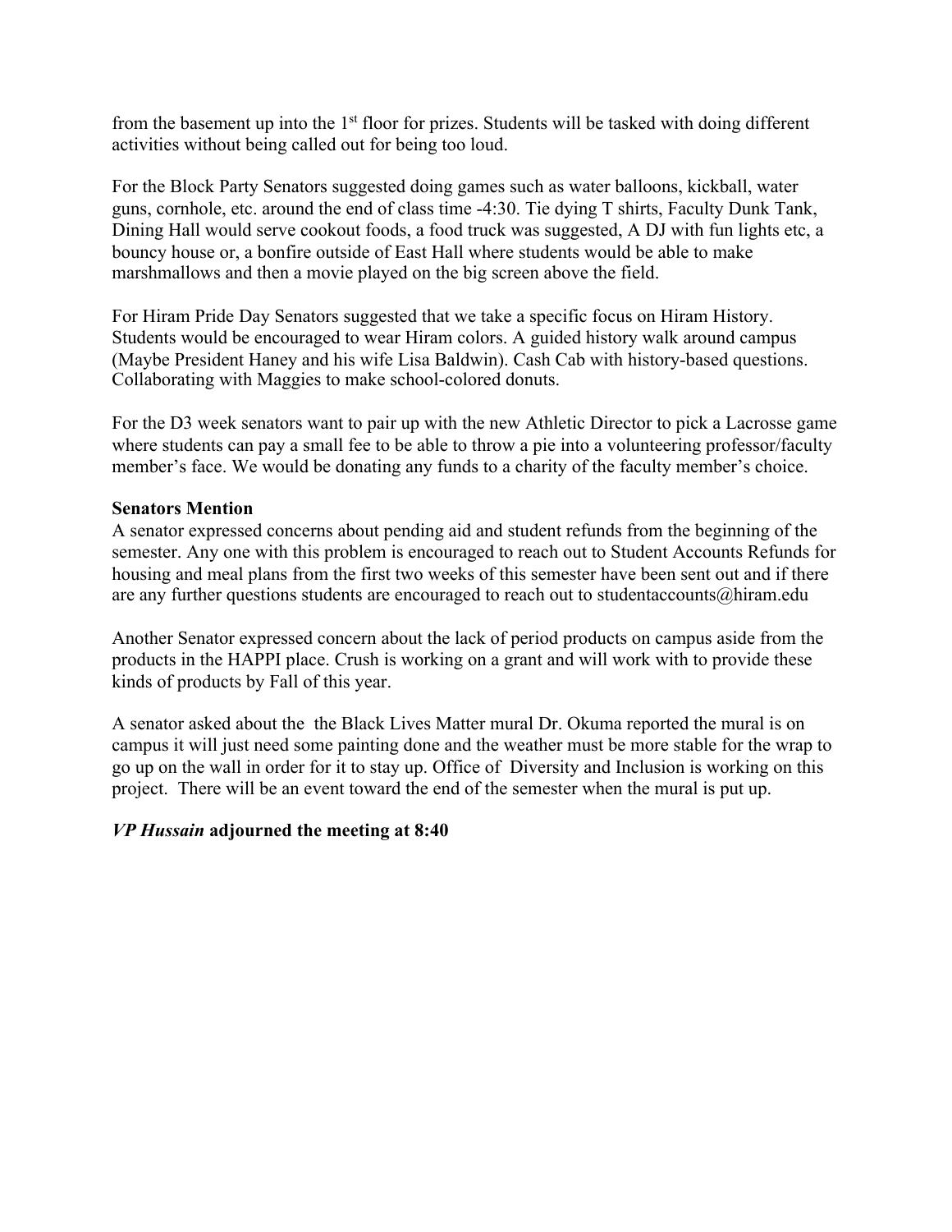from the basement up into the 1st floor for prizes. Students will be tasked with doing different activities without being called out for being too loud.

For the Block Party Senators suggested doing games such as water balloons, kickball, water guns, cornhole, etc. around the end of class time -4:30. Tie dying T shirts, Faculty Dunk Tank, Dining Hall would serve cookout foods, a food truck was suggested, A DJ with fun lights etc, a bouncy house or, a bonfire outside of East Hall where students would be able to make marshmallows and then a movie played on the big screen above the field.

For Hiram Pride Day Senators suggested that we take a specific focus on Hiram History. Students would be encouraged to wear Hiram colors. A guided history walk around campus (Maybe President Haney and his wife Lisa Baldwin). Cash Cab with history-based questions. Collaborating with Maggies to make school-colored donuts.

For the D3 week senators want to pair up with the new Athletic Director to pick a Lacrosse game where students can pay a small fee to be able to throw a pie into a volunteering professor/faculty member's face. We would be donating any funds to a charity of the faculty member's choice.

**Senators Mention**

A senator expressed concerns about pending aid and student refunds from the beginning of the semester. Any one with this problem is encouraged to reach out to Student Accounts Refunds for housing and meal plans from the first two weeks of this semester have been sent out and if there are any further questions students are encouraged to reach out to studentaccounts@hiram.edu

Another Senator expressed concern about the lack of period products on campus aside from the products in the HAPPI place. Crush is working on a grant and will work with to provide these kinds of products by Fall of this year.

A senator asked about the the Black Lives Matter mural Dr. Okuma reported the mural is on campus it will just need some painting done and the weather must be more stable for the wrap to go up on the wall in order for it to stay up. Office of Diversity and Inclusion is working on this project. There will be an event toward the end of the semester when the mural is put up.

***VP Hussain*** **adjourned the meeting at 8:40**